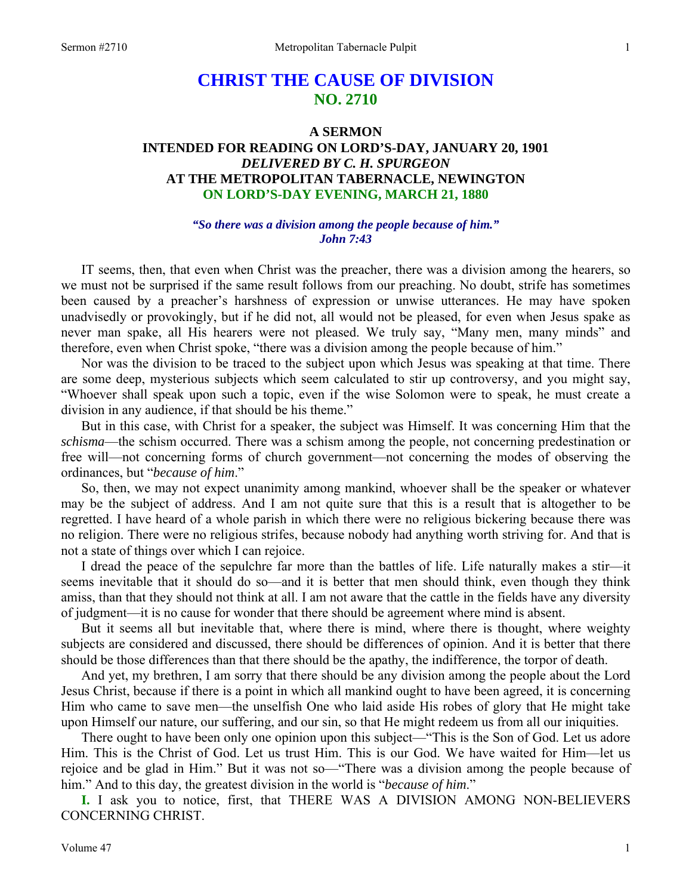# CHRIST THE CAUSE OF DIVISION
## NO. 2710

### A SERMON
### INTENDED FOR READING ON LORD'S-DAY, JANUARY 20, 1901
### *DELIVERED BY C. H. SPURGEON*
### AT THE METROPOLITAN TABERNACLE, NEWINGTON
### ON LORD'S-DAY EVENING, MARCH 21, 1880

***"So there was a division among the people because of him." John 7:43***

IT seems, then, that even when Christ was the preacher, there was a division among the hearers, so we must not be surprised if the same result follows from our preaching. No doubt, strife has sometimes been caused by a preacher's harshness of expression or unwise utterances. He may have spoken unadvisedly or provokingly, but if he did not, all would not be pleased, for even when Jesus spake as never man spake, all His hearers were not pleased. We truly say, "Many men, many minds" and therefore, even when Christ spoke, "there was a division among the people because of him."

Nor was the division to be traced to the subject upon which Jesus was speaking at that time. There are some deep, mysterious subjects which seem calculated to stir up controversy, and you might say, "Whoever shall speak upon such a topic, even if the wise Solomon were to speak, he must create a division in any audience, if that should be his theme."

But in this case, with Christ for a speaker, the subject was Himself. It was concerning Him that the *schisma*—the schism occurred. There was a schism among the people, not concerning predestination or free will—not concerning forms of church government—not concerning the modes of observing the ordinances, but "*because of him*."

So, then, we may not expect unanimity among mankind, whoever shall be the speaker or whatever may be the subject of address. And I am not quite sure that this is a result that is altogether to be regretted. I have heard of a whole parish in which there were no religious bickering because there was no religion. There were no religious strifes, because nobody had anything worth striving for. And that is not a state of things over which I can rejoice.

I dread the peace of the sepulchre far more than the battles of life. Life naturally makes a stir—it seems inevitable that it should do so—and it is better that men should think, even though they think amiss, than that they should not think at all. I am not aware that the cattle in the fields have any diversity of judgment—it is no cause for wonder that there should be agreement where mind is absent.

But it seems all but inevitable that, where there is mind, where there is thought, where weighty subjects are considered and discussed, there should be differences of opinion. And it is better that there should be those differences than that there should be the apathy, the indifference, the torpor of death.

And yet, my brethren, I am sorry that there should be any division among the people about the Lord Jesus Christ, because if there is a point in which all mankind ought to have been agreed, it is concerning Him who came to save men—the unselfish One who laid aside His robes of glory that He might take upon Himself our nature, our suffering, and our sin, so that He might redeem us from all our iniquities.

There ought to have been only one opinion upon this subject—"This is the Son of God. Let us adore Him. This is the Christ of God. Let us trust Him. This is our God. We have waited for Him—let us rejoice and be glad in Him." But it was not so—"There was a division among the people because of him." And to this day, the greatest division in the world is "*because of him*."

**I.** I ask you to notice, first, that THERE WAS A DIVISION AMONG NON-BELIEVERS CONCERNING CHRIST.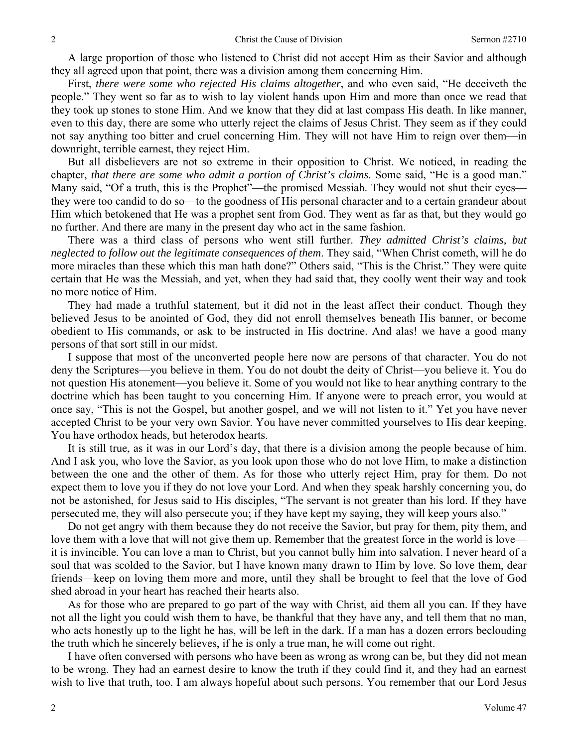A large proportion of those who listened to Christ did not accept Him as their Savior and although they all agreed upon that point, there was a division among them concerning Him.

First, *there were some who rejected His claims altogether*, and who even said, "He deceiveth the people." They went so far as to wish to lay violent hands upon Him and more than once we read that they took up stones to stone Him. And we know that they did at last compass His death. In like manner, even to this day, there are some who utterly reject the claims of Jesus Christ. They seem as if they could not say anything too bitter and cruel concerning Him. They will not have Him to reign over them—in downright, terrible earnest, they reject Him.

But all disbelievers are not so extreme in their opposition to Christ. We noticed, in reading the chapter, *that there are some who admit a portion of Christ's claims*. Some said, "He is a good man." Many said, "Of a truth, this is the Prophet"—the promised Messiah. They would not shut their eyes—they were too candid to do so—to the goodness of His personal character and to a certain grandeur about Him which betokened that He was a prophet sent from God. They went as far as that, but they would go no further. And there are many in the present day who act in the same fashion.

There was a third class of persons who went still further. *They admitted Christ's claims, but neglected to follow out the legitimate consequences of them*. They said, "When Christ cometh, will he do more miracles than these which this man hath done?" Others said, "This is the Christ." They were quite certain that He was the Messiah, and yet, when they had said that, they coolly went their way and took no more notice of Him.

They had made a truthful statement, but it did not in the least affect their conduct. Though they believed Jesus to be anointed of God, they did not enroll themselves beneath His banner, or become obedient to His commands, or ask to be instructed in His doctrine. And alas! we have a good many persons of that sort still in our midst.

I suppose that most of the unconverted people here now are persons of that character. You do not deny the Scriptures—you believe in them. You do not doubt the deity of Christ—you believe it. You do not question His atonement—you believe it. Some of you would not like to hear anything contrary to the doctrine which has been taught to you concerning Him. If anyone were to preach error, you would at once say, "This is not the Gospel, but another gospel, and we will not listen to it." Yet you have never accepted Christ to be your very own Savior. You have never committed yourselves to His dear keeping. You have orthodox heads, but heterodox hearts.

It is still true, as it was in our Lord's day, that there is a division among the people because of him. And I ask you, who love the Savior, as you look upon those who do not love Him, to make a distinction between the one and the other of them. As for those who utterly reject Him, pray for them. Do not expect them to love you if they do not love your Lord. And when they speak harshly concerning you, do not be astonished, for Jesus said to His disciples, "The servant is not greater than his lord. If they have persecuted me, they will also persecute you; if they have kept my saying, they will keep yours also."

Do not get angry with them because they do not receive the Savior, but pray for them, pity them, and love them with a love that will not give them up. Remember that the greatest force in the world is love—it is invincible. You can love a man to Christ, but you cannot bully him into salvation. I never heard of a soul that was scolded to the Savior, but I have known many drawn to Him by love. So love them, dear friends—keep on loving them more and more, until they shall be brought to feel that the love of God shed abroad in your heart has reached their hearts also.

As for those who are prepared to go part of the way with Christ, aid them all you can. If they have not all the light you could wish them to have, be thankful that they have any, and tell them that no man, who acts honestly up to the light he has, will be left in the dark. If a man has a dozen errors beclouding the truth which he sincerely believes, if he is only a true man, he will come out right.

I have often conversed with persons who have been as wrong as wrong can be, but they did not mean to be wrong. They had an earnest desire to know the truth if they could find it, and they had an earnest wish to live that truth, too. I am always hopeful about such persons. You remember that our Lord Jesus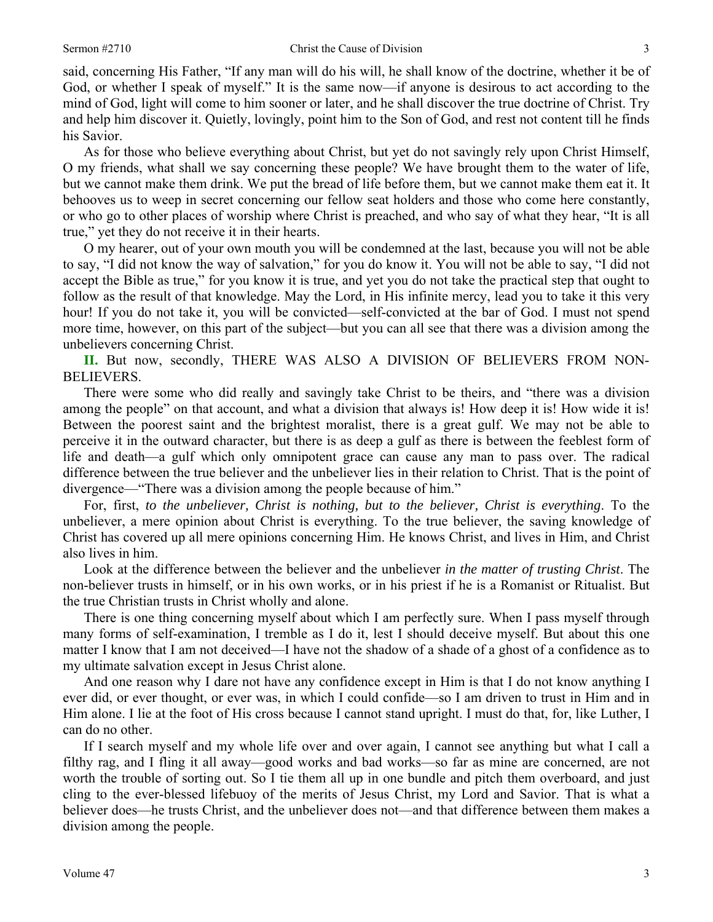said, concerning His Father, "If any man will do his will, he shall know of the doctrine, whether it be of God, or whether I speak of myself." It is the same now—if anyone is desirous to act according to the mind of God, light will come to him sooner or later, and he shall discover the true doctrine of Christ. Try and help him discover it. Quietly, lovingly, point him to the Son of God, and rest not content till he finds his Savior.

As for those who believe everything about Christ, but yet do not savingly rely upon Christ Himself, O my friends, what shall we say concerning these people? We have brought them to the water of life, but we cannot make them drink. We put the bread of life before them, but we cannot make them eat it. It behooves us to weep in secret concerning our fellow seat holders and those who come here constantly, or who go to other places of worship where Christ is preached, and who say of what they hear, "It is all true," yet they do not receive it in their hearts.

O my hearer, out of your own mouth you will be condemned at the last, because you will not be able to say, "I did not know the way of salvation," for you do know it. You will not be able to say, "I did not accept the Bible as true," for you know it is true, and yet you do not take the practical step that ought to follow as the result of that knowledge. May the Lord, in His infinite mercy, lead you to take it this very hour! If you do not take it, you will be convicted—self-convicted at the bar of God. I must not spend more time, however, on this part of the subject—but you can all see that there was a division among the unbelievers concerning Christ.

**II.** But now, secondly, THERE WAS ALSO A DIVISION OF BELIEVERS FROM NON-BELIEVERS.

There were some who did really and savingly take Christ to be theirs, and "there was a division among the people" on that account, and what a division that always is! How deep it is! How wide it is! Between the poorest saint and the brightest moralist, there is a great gulf. We may not be able to perceive it in the outward character, but there is as deep a gulf as there is between the feeblest form of life and death—a gulf which only omnipotent grace can cause any man to pass over. The radical difference between the true believer and the unbeliever lies in their relation to Christ. That is the point of divergence—"There was a division among the people because of him."

For, first, *to the unbeliever, Christ is nothing, but to the believer, Christ is everything*. To the unbeliever, a mere opinion about Christ is everything. To the true believer, the saving knowledge of Christ has covered up all mere opinions concerning Him. He knows Christ, and lives in Him, and Christ also lives in him.

Look at the difference between the believer and the unbeliever *in the matter of trusting Christ*. The non-believer trusts in himself, or in his own works, or in his priest if he is a Romanist or Ritualist. But the true Christian trusts in Christ wholly and alone.

There is one thing concerning myself about which I am perfectly sure. When I pass myself through many forms of self-examination, I tremble as I do it, lest I should deceive myself. But about this one matter I know that I am not deceived—I have not the shadow of a shade of a ghost of a confidence as to my ultimate salvation except in Jesus Christ alone.

And one reason why I dare not have any confidence except in Him is that I do not know anything I ever did, or ever thought, or ever was, in which I could confide—so I am driven to trust in Him and in Him alone. I lie at the foot of His cross because I cannot stand upright. I must do that, for, like Luther, I can do no other.

If I search myself and my whole life over and over again, I cannot see anything but what I call a filthy rag, and I fling it all away—good works and bad works—so far as mine are concerned, are not worth the trouble of sorting out. So I tie them all up in one bundle and pitch them overboard, and just cling to the ever-blessed lifebuoy of the merits of Jesus Christ, my Lord and Savior. That is what a believer does—he trusts Christ, and the unbeliever does not—and that difference between them makes a division among the people.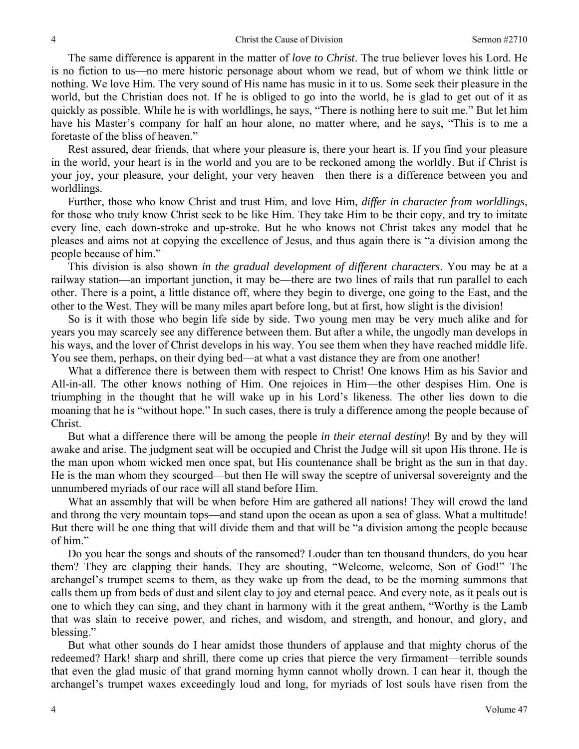The same difference is apparent in the matter of *love to Christ*. The true believer loves his Lord. He is no fiction to us—no mere historic personage about whom we read, but of whom we think little or nothing. We love Him. The very sound of His name has music in it to us. Some seek their pleasure in the world, but the Christian does not. If he is obliged to go into the world, he is glad to get out of it as quickly as possible. While he is with worldlings, he says, "There is nothing here to suit me." But let him have his Master's company for half an hour alone, no matter where, and he says, "This is to me a foretaste of the bliss of heaven."

Rest assured, dear friends, that where your pleasure is, there your heart is. If you find your pleasure in the world, your heart is in the world and you are to be reckoned among the worldly. But if Christ is your joy, your pleasure, your delight, your very heaven—then there is a difference between you and worldlings.

Further, those who know Christ and trust Him, and love Him, *differ in character from worldlings*, for those who truly know Christ seek to be like Him. They take Him to be their copy, and try to imitate every line, each down-stroke and up-stroke. But he who knows not Christ takes any model that he pleases and aims not at copying the excellence of Jesus, and thus again there is "a division among the people because of him."

This division is also shown *in the gradual development of different characters*. You may be at a railway station—an important junction, it may be—there are two lines of rails that run parallel to each other. There is a point, a little distance off, where they begin to diverge, one going to the East, and the other to the West. They will be many miles apart before long, but at first, how slight is the division!

So is it with those who begin life side by side. Two young men may be very much alike and for years you may scarcely see any difference between them. But after a while, the ungodly man develops in his ways, and the lover of Christ develops in his way. You see them when they have reached middle life. You see them, perhaps, on their dying bed—at what a vast distance they are from one another!

What a difference there is between them with respect to Christ! One knows Him as his Savior and All-in-all. The other knows nothing of Him. One rejoices in Him—the other despises Him. One is triumphing in the thought that he will wake up in his Lord's likeness. The other lies down to die moaning that he is "without hope." In such cases, there is truly a difference among the people because of Christ.

But what a difference there will be among the people *in their eternal destiny*! By and by they will awake and arise. The judgment seat will be occupied and Christ the Judge will sit upon His throne. He is the man upon whom wicked men once spat, but His countenance shall be bright as the sun in that day. He is the man whom they scourged—but then He will sway the sceptre of universal sovereignty and the unnumbered myriads of our race will all stand before Him.

What an assembly that will be when before Him are gathered all nations! They will crowd the land and throng the very mountain tops—and stand upon the ocean as upon a sea of glass. What a multitude! But there will be one thing that will divide them and that will be "a division among the people because of him."

Do you hear the songs and shouts of the ransomed? Louder than ten thousand thunders, do you hear them? They are clapping their hands. They are shouting, "Welcome, welcome, Son of God!" The archangel's trumpet seems to them, as they wake up from the dead, to be the morning summons that calls them up from beds of dust and silent clay to joy and eternal peace. And every note, as it peals out is one to which they can sing, and they chant in harmony with it the great anthem, "Worthy is the Lamb that was slain to receive power, and riches, and wisdom, and strength, and honour, and glory, and blessing."

But what other sounds do I hear amidst those thunders of applause and that mighty chorus of the redeemed? Hark! sharp and shrill, there come up cries that pierce the very firmament—terrible sounds that even the glad music of that grand morning hymn cannot wholly drown. I can hear it, though the archangel's trumpet waxes exceedingly loud and long, for myriads of lost souls have risen from the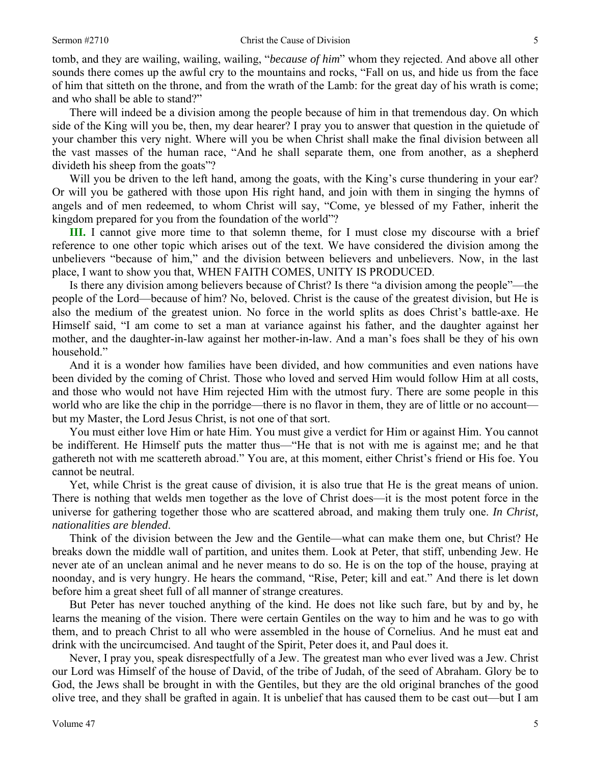tomb, and they are wailing, wailing, wailing, "*because of him*" whom they rejected. And above all other sounds there comes up the awful cry to the mountains and rocks, "Fall on us, and hide us from the face of him that sitteth on the throne, and from the wrath of the Lamb: for the great day of his wrath is come; and who shall be able to stand?"

There will indeed be a division among the people because of him in that tremendous day. On which side of the King will you be, then, my dear hearer? I pray you to answer that question in the quietude of your chamber this very night. Where will you be when Christ shall make the final division between all the vast masses of the human race, "And he shall separate them, one from another, as a shepherd divideth his sheep from the goats"?

Will you be driven to the left hand, among the goats, with the King's curse thundering in your ear? Or will you be gathered with those upon His right hand, and join with them in singing the hymns of angels and of men redeemed, to whom Christ will say, "Come, ye blessed of my Father, inherit the kingdom prepared for you from the foundation of the world"?

**III.** I cannot give more time to that solemn theme, for I must close my discourse with a brief reference to one other topic which arises out of the text. We have considered the division among the unbelievers "because of him," and the division between believers and unbelievers. Now, in the last place, I want to show you that, WHEN FAITH COMES, UNITY IS PRODUCED.

Is there any division among believers because of Christ? Is there "a division among the people"—the people of the Lord—because of him? No, beloved. Christ is the cause of the greatest division, but He is also the medium of the greatest union. No force in the world splits as does Christ's battle-axe. He Himself said, "I am come to set a man at variance against his father, and the daughter against her mother, and the daughter-in-law against her mother-in-law. And a man's foes shall be they of his own household."

And it is a wonder how families have been divided, and how communities and even nations have been divided by the coming of Christ. Those who loved and served Him would follow Him at all costs, and those who would not have Him rejected Him with the utmost fury. There are some people in this world who are like the chip in the porridge—there is no flavor in them, they are of little or no account—but my Master, the Lord Jesus Christ, is not one of that sort.

You must either love Him or hate Him. You must give a verdict for Him or against Him. You cannot be indifferent. He Himself puts the matter thus—"He that is not with me is against me; and he that gathereth not with me scattereth abroad." You are, at this moment, either Christ's friend or His foe. You cannot be neutral.

Yet, while Christ is the great cause of division, it is also true that He is the great means of union. There is nothing that welds men together as the love of Christ does—it is the most potent force in the universe for gathering together those who are scattered abroad, and making them truly one. ***In Christ, nationalities are blended***.

Think of the division between the Jew and the Gentile—what can make them one, but Christ? He breaks down the middle wall of partition, and unites them. Look at Peter, that stiff, unbending Jew. He never ate of an unclean animal and he never means to do so. He is on the top of the house, praying at noonday, and is very hungry. He hears the command, "Rise, Peter; kill and eat." And there is let down before him a great sheet full of all manner of strange creatures.

But Peter has never touched anything of the kind. He does not like such fare, but by and by, he learns the meaning of the vision. There were certain Gentiles on the way to him and he was to go with them, and to preach Christ to all who were assembled in the house of Cornelius. And he must eat and drink with the uncircumcised. And taught of the Spirit, Peter does it, and Paul does it.

Never, I pray you, speak disrespectfully of a Jew. The greatest man who ever lived was a Jew. Christ our Lord was Himself of the house of David, of the tribe of Judah, of the seed of Abraham. Glory be to God, the Jews shall be brought in with the Gentiles, but they are the old original branches of the good olive tree, and they shall be grafted in again. It is unbelief that has caused them to be cast out—but I am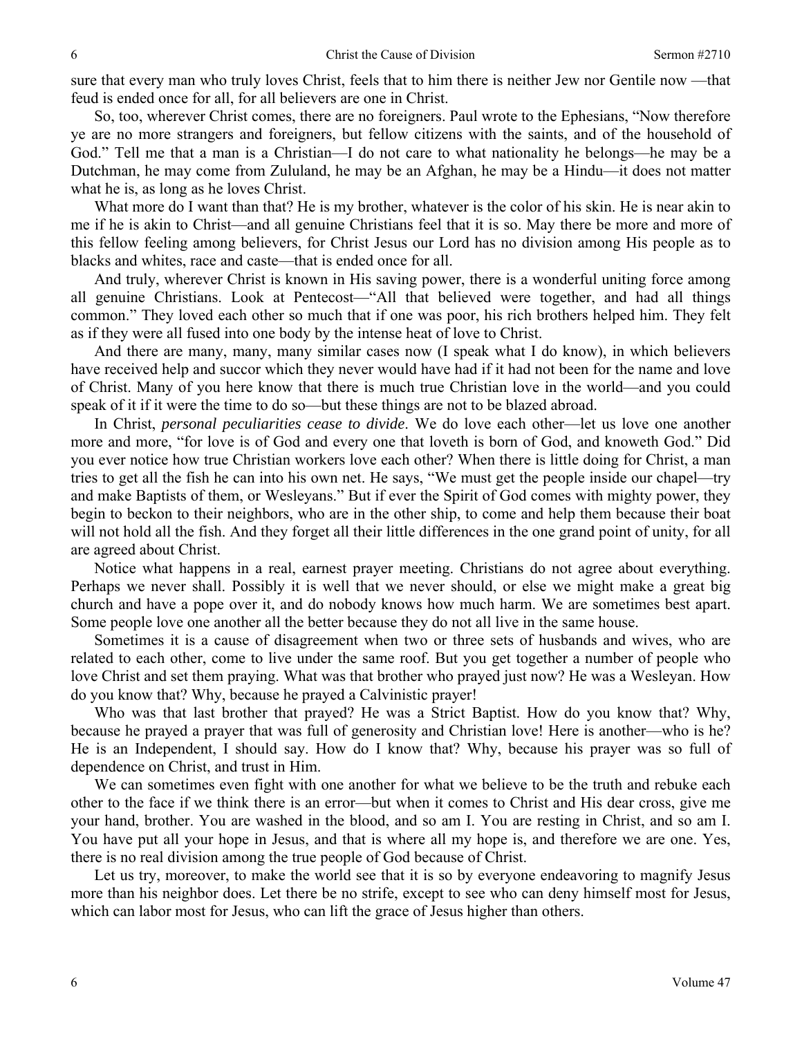sure that every man who truly loves Christ, feels that to him there is neither Jew nor Gentile now —that feud is ended once for all, for all believers are one in Christ.

So, too, wherever Christ comes, there are no foreigners. Paul wrote to the Ephesians, "Now therefore ye are no more strangers and foreigners, but fellow citizens with the saints, and of the household of God." Tell me that a man is a Christian—I do not care to what nationality he belongs—he may be a Dutchman, he may come from Zululand, he may be an Afghan, he may be a Hindu—it does not matter what he is, as long as he loves Christ.

What more do I want than that? He is my brother, whatever is the color of his skin. He is near akin to me if he is akin to Christ—and all genuine Christians feel that it is so. May there be more and more of this fellow feeling among believers, for Christ Jesus our Lord has no division among His people as to blacks and whites, race and caste—that is ended once for all.

And truly, wherever Christ is known in His saving power, there is a wonderful uniting force among all genuine Christians. Look at Pentecost—"All that believed were together, and had all things common." They loved each other so much that if one was poor, his rich brothers helped him. They felt as if they were all fused into one body by the intense heat of love to Christ.

And there are many, many, many similar cases now (I speak what I do know), in which believers have received help and succor which they never would have had if it had not been for the name and love of Christ. Many of you here know that there is much true Christian love in the world—and you could speak of it if it were the time to do so—but these things are not to be blazed abroad.

In Christ, *personal peculiarities cease to divide*. We do love each other—let us love one another more and more, "for love is of God and every one that loveth is born of God, and knoweth God." Did you ever notice how true Christian workers love each other? When there is little doing for Christ, a man tries to get all the fish he can into his own net. He says, "We must get the people inside our chapel—try and make Baptists of them, or Wesleyans." But if ever the Spirit of God comes with mighty power, they begin to beckon to their neighbors, who are in the other ship, to come and help them because their boat will not hold all the fish. And they forget all their little differences in the one grand point of unity, for all are agreed about Christ.

Notice what happens in a real, earnest prayer meeting. Christians do not agree about everything. Perhaps we never shall. Possibly it is well that we never should, or else we might make a great big church and have a pope over it, and do nobody knows how much harm. We are sometimes best apart. Some people love one another all the better because they do not all live in the same house.

Sometimes it is a cause of disagreement when two or three sets of husbands and wives, who are related to each other, come to live under the same roof. But you get together a number of people who love Christ and set them praying. What was that brother who prayed just now? He was a Wesleyan. How do you know that? Why, because he prayed a Calvinistic prayer!

Who was that last brother that prayed? He was a Strict Baptist. How do you know that? Why, because he prayed a prayer that was full of generosity and Christian love! Here is another—who is he? He is an Independent, I should say. How do I know that? Why, because his prayer was so full of dependence on Christ, and trust in Him.

We can sometimes even fight with one another for what we believe to be the truth and rebuke each other to the face if we think there is an error—but when it comes to Christ and His dear cross, give me your hand, brother. You are washed in the blood, and so am I. You are resting in Christ, and so am I. You have put all your hope in Jesus, and that is where all my hope is, and therefore we are one. Yes, there is no real division among the true people of God because of Christ.

Let us try, moreover, to make the world see that it is so by everyone endeavoring to magnify Jesus more than his neighbor does. Let there be no strife, except to see who can deny himself most for Jesus, which can labor most for Jesus, who can lift the grace of Jesus higher than others.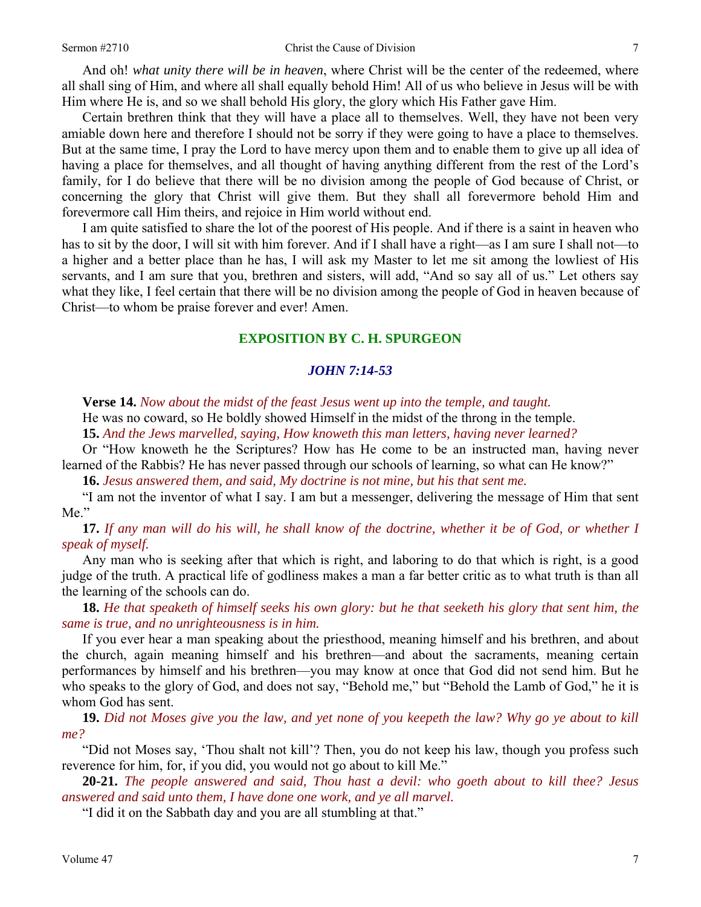And oh! *what unity there will be in heaven*, where Christ will be the center of the redeemed, where all shall sing of Him, and where all shall equally behold Him! All of us who believe in Jesus will be with Him where He is, and so we shall behold His glory, the glory which His Father gave Him.

Certain brethren think that they will have a place all to themselves. Well, they have not been very amiable down here and therefore I should not be sorry if they were going to have a place to themselves. But at the same time, I pray the Lord to have mercy upon them and to enable them to give up all idea of having a place for themselves, and all thought of having anything different from the rest of the Lord's family, for I do believe that there will be no division among the people of God because of Christ, or concerning the glory that Christ will give them. But they shall all forevermore behold Him and forevermore call Him theirs, and rejoice in Him world without end.

I am quite satisfied to share the lot of the poorest of His people. And if there is a saint in heaven who has to sit by the door, I will sit with him forever. And if I shall have a right—as I am sure I shall not—to a higher and a better place than he has, I will ask my Master to let me sit among the lowliest of His servants, and I am sure that you, brethren and sisters, will add, "And so say all of us." Let others say what they like, I feel certain that there will be no division among the people of God in heaven because of Christ—to whom be praise forever and ever! Amen.

## EXPOSITION BY C. H. SPURGEON

### *JOHN 7:14-53*

**Verse 14.** *Now about the midst of the feast Jesus went up into the temple, and taught.*

He was no coward, so He boldly showed Himself in the midst of the throng in the temple.

**15.** *And the Jews marvelled, saying, How knoweth this man letters, having never learned?*

Or "How knoweth he the Scriptures? How has He come to be an instructed man, having never learned of the Rabbis? He has never passed through our schools of learning, so what can He know?"

**16.** *Jesus answered them, and said, My doctrine is not mine, but his that sent me.*

"I am not the inventor of what I say. I am but a messenger, delivering the message of Him that sent Me."

**17.** *If any man will do his will, he shall know of the doctrine, whether it be of God, or whether I speak of myself.*

Any man who is seeking after that which is right, and laboring to do that which is right, is a good judge of the truth. A practical life of godliness makes a man a far better critic as to what truth is than all the learning of the schools can do.

**18.** *He that speaketh of himself seeks his own glory: but he that seeketh his glory that sent him, the same is true, and no unrighteousness is in him.*

If you ever hear a man speaking about the priesthood, meaning himself and his brethren, and about the church, again meaning himself and his brethren—and about the sacraments, meaning certain performances by himself and his brethren—you may know at once that God did not send him. But he who speaks to the glory of God, and does not say, "Behold me," but "Behold the Lamb of God," he it is whom God has sent.

**19.** *Did not Moses give you the law, and yet none of you keepeth the law? Why go ye about to kill me?*

"Did not Moses say, 'Thou shalt not kill'? Then, you do not keep his law, though you profess such reverence for him, for, if you did, you would not go about to kill Me."

**20-21.** *The people answered and said, Thou hast a devil: who goeth about to kill thee? Jesus answered and said unto them, I have done one work, and ye all marvel.*

"I did it on the Sabbath day and you are all stumbling at that."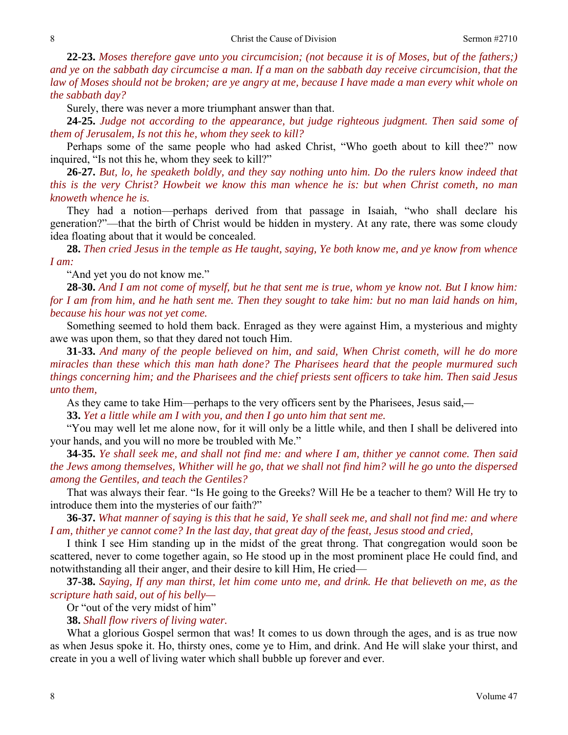**22-23.** *Moses therefore gave unto you circumcision; (not because it is of Moses, but of the fathers;) and ye on the sabbath day circumcise a man. If a man on the sabbath day receive circumcision, that the law of Moses should not be broken; are ye angry at me, because I have made a man every whit whole on the sabbath day?*

Surely, there was never a more triumphant answer than that.

**24-25.** *Judge not according to the appearance, but judge righteous judgment. Then said some of them of Jerusalem, Is not this he, whom they seek to kill?*

Perhaps some of the same people who had asked Christ, "Who goeth about to kill thee?" now inquired, "Is not this he, whom they seek to kill?"

**26-27.** *But, lo, he speaketh boldly, and they say nothing unto him. Do the rulers know indeed that this is the very Christ? Howbeit we know this man whence he is: but when Christ cometh, no man knoweth whence he is.*

They had a notion—perhaps derived from that passage in Isaiah, "who shall declare his generation?"—that the birth of Christ would be hidden in mystery. At any rate, there was some cloudy idea floating about that it would be concealed.

**28.** *Then cried Jesus in the temple as He taught, saying, Ye both know me, and ye know from whence I am:*

"And yet you do not know me."

**28-30.** *And I am not come of myself, but he that sent me is true, whom ye know not. But I know him: for I am from him, and he hath sent me. Then they sought to take him: but no man laid hands on him, because his hour was not yet come.*

Something seemed to hold them back. Enraged as they were against Him, a mysterious and mighty awe was upon them, so that they dared not touch Him.

**31-33.** *And many of the people believed on him, and said, When Christ cometh, will he do more miracles than these which this man hath done? The Pharisees heard that the people murmured such things concerning him; and the Pharisees and the chief priests sent officers to take him. Then said Jesus unto them,*

As they came to take Him—perhaps to the very officers sent by the Pharisees, Jesus said,—

**33.** *Yet a little while am I with you, and then I go unto him that sent me.*

"You may well let me alone now, for it will only be a little while, and then I shall be delivered into your hands, and you will no more be troubled with Me."

**34-35.** *Ye shall seek me, and shall not find me: and where I am, thither ye cannot come. Then said the Jews among themselves, Whither will he go, that we shall not find him? will he go unto the dispersed among the Gentiles, and teach the Gentiles?*

That was always their fear. "Is He going to the Greeks? Will He be a teacher to them? Will He try to introduce them into the mysteries of our faith?"

**36-37.** *What manner of saying is this that he said, Ye shall seek me, and shall not find me: and where I am, thither ye cannot come? In the last day, that great day of the feast, Jesus stood and cried,*

I think I see Him standing up in the midst of the great throng. That congregation would soon be scattered, never to come together again, so He stood up in the most prominent place He could find, and notwithstanding all their anger, and their desire to kill Him, He cried—

**37-38.** *Saying, If any man thirst, let him come unto me, and drink. He that believeth on me, as the scripture hath said, out of his belly—*

Or "out of the very midst of him"

**38.** *Shall flow rivers of living water.*

What a glorious Gospel sermon that was! It comes to us down through the ages, and is as true now as when Jesus spoke it. Ho, thirsty ones, come ye to Him, and drink. And He will slake your thirst, and create in you a well of living water which shall bubble up forever and ever.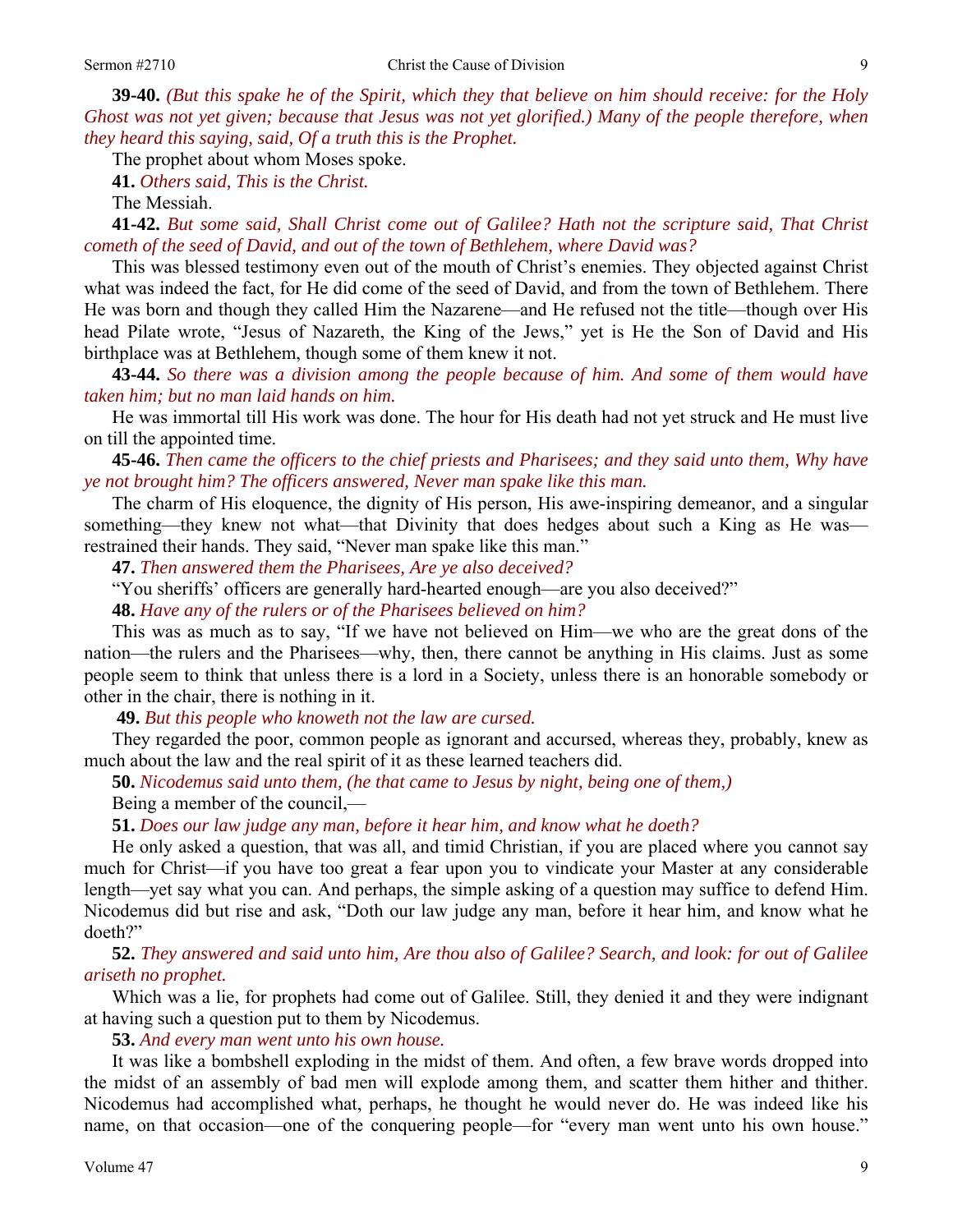**39-40.** *(But this spake he of the Spirit, which they that believe on him should receive: for the Holy Ghost was not yet given; because that Jesus was not yet glorified.) Many of the people therefore, when they heard this saying, said, Of a truth this is the Prophet.*

The prophet about whom Moses spoke.

**41.** *Others said, This is the Christ.*

The Messiah.

**41-42.** *But some said, Shall Christ come out of Galilee? Hath not the scripture said, That Christ cometh of the seed of David, and out of the town of Bethlehem, where David was?*

This was blessed testimony even out of the mouth of Christ's enemies. They objected against Christ what was indeed the fact, for He did come of the seed of David, and from the town of Bethlehem. There He was born and though they called Him the Nazarene—and He refused not the title—though over His head Pilate wrote, "Jesus of Nazareth, the King of the Jews," yet is He the Son of David and His birthplace was at Bethlehem, though some of them knew it not.

**43-44.** *So there was a division among the people because of him. And some of them would have taken him; but no man laid hands on him.*

He was immortal till His work was done. The hour for His death had not yet struck and He must live on till the appointed time.

**45-46.** *Then came the officers to the chief priests and Pharisees; and they said unto them, Why have ye not brought him? The officers answered, Never man spake like this man.*

The charm of His eloquence, the dignity of His person, His awe-inspiring demeanor, and a singular something—they knew not what—that Divinity that does hedges about such a King as He was—restrained their hands. They said, "Never man spake like this man."

**47.** *Then answered them the Pharisees, Are ye also deceived?*

"You sheriffs' officers are generally hard-hearted enough—are you also deceived?"

**48.** *Have any of the rulers or of the Pharisees believed on him?*

This was as much as to say, "If we have not believed on Him—we who are the great dons of the nation—the rulers and the Pharisees—why, then, there cannot be anything in His claims. Just as some people seem to think that unless there is a lord in a Society, unless there is an honorable somebody or other in the chair, there is nothing in it.

**49.** *But this people who knoweth not the law are cursed.*

They regarded the poor, common people as ignorant and accursed, whereas they, probably, knew as much about the law and the real spirit of it as these learned teachers did.

**50.** *Nicodemus said unto them, (he that came to Jesus by night, being one of them,)*

Being a member of the council,—

**51.** *Does our law judge any man, before it hear him, and know what he doeth?*

He only asked a question, that was all, and timid Christian, if you are placed where you cannot say much for Christ—if you have too great a fear upon you to vindicate your Master at any considerable length—yet say what you can. And perhaps, the simple asking of a question may suffice to defend Him. Nicodemus did but rise and ask, "Doth our law judge any man, before it hear him, and know what he doeth?"

**52.** *They answered and said unto him, Are thou also of Galilee? Search, and look: for out of Galilee ariseth no prophet.*

Which was a lie, for prophets had come out of Galilee. Still, they denied it and they were indignant at having such a question put to them by Nicodemus.

**53.** *And every man went unto his own house.*

It was like a bombshell exploding in the midst of them. And often, a few brave words dropped into the midst of an assembly of bad men will explode among them, and scatter them hither and thither. Nicodemus had accomplished what, perhaps, he thought he would never do. He was indeed like his name, on that occasion—one of the conquering people—for "every man went unto his own house."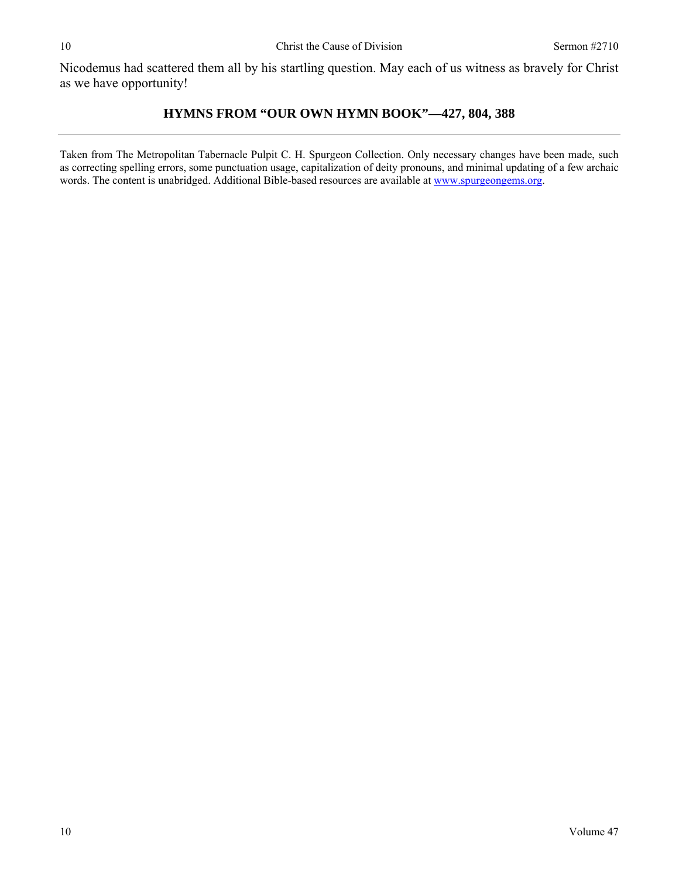Nicodemus had scattered them all by his startling question. May each of us witness as bravely for Christ as we have opportunity!

## HYMNS FROM "OUR OWN HYMN BOOK"—427, 804, 388

---

Taken from The Metropolitan Tabernacle Pulpit C. H. Spurgeon Collection. Only necessary changes have been made, such as correcting spelling errors, some punctuation usage, capitalization of deity pronouns, and minimal updating of a few archaic words. The content is unabridged. Additional Bible-based resources are available at www.spurgeongems.org.